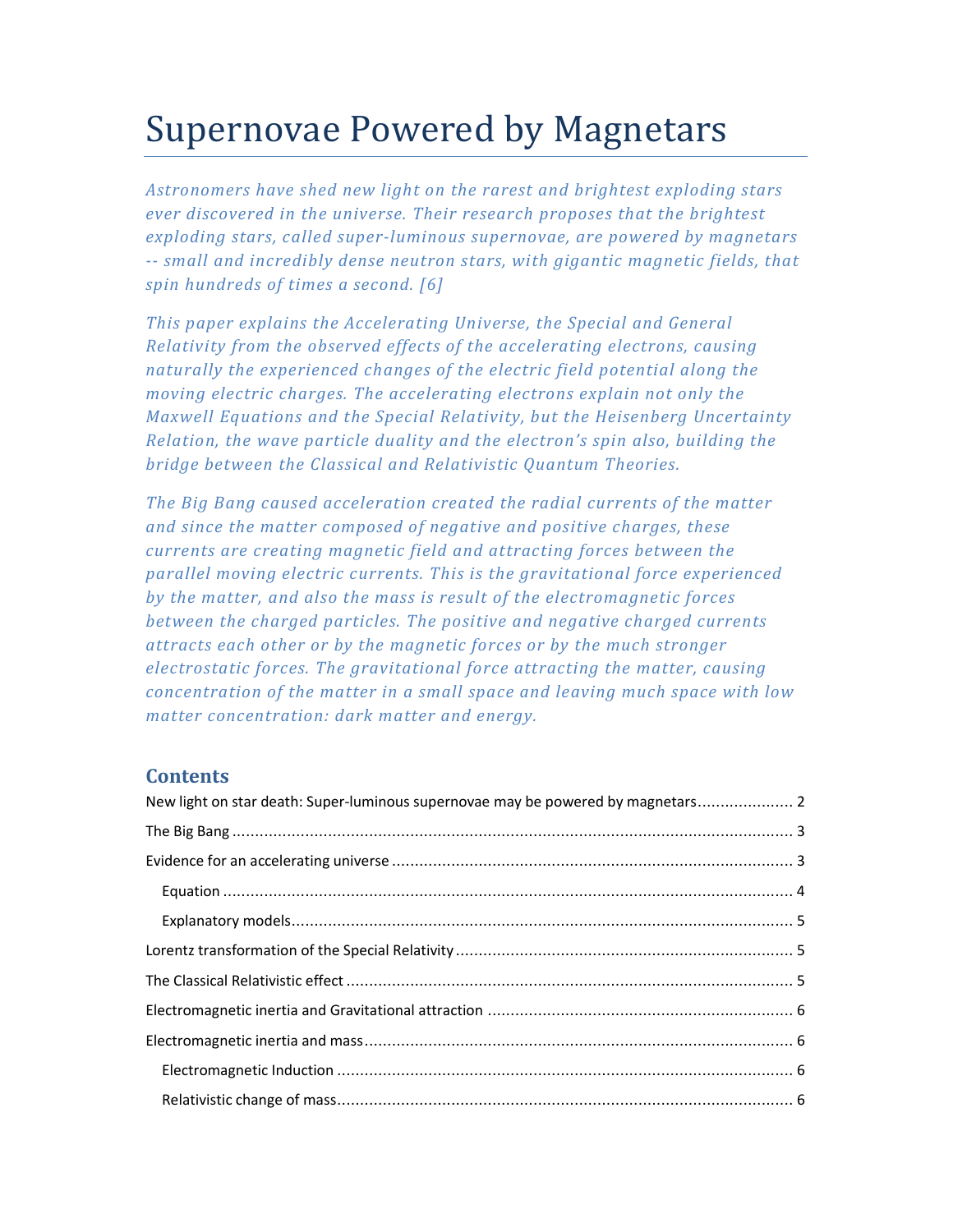# Supernovae Powered by Magnetars

*Astronomers have shed new light on the rarest and brightest exploding stars ever discovered in the universe. Their research proposes that the brightest exploding stars, called super-luminous supernovae, are powered by magnetars -- small and incredibly dense neutron stars, with gigantic magnetic fields, that spin hundreds of times a second. [6]*

*This paper explains the Accelerating Universe, the Special and General Relativity from the observed effects of the accelerating electrons, causing naturally the experienced changes of the electric field potential along the moving electric charges. The accelerating electrons explain not only the Maxwell Equations and the Special Relativity, but the Heisenberg Uncertainty Relation, the wave particle duality and the electron's spin also, building the bridge between the Classical and Relativistic Quantum Theories.*

*The Big Bang caused acceleration created the radial currents of the matter and since the matter composed of negative and positive charges, these currents are creating magnetic field and attracting forces between the parallel moving electric currents. This is the gravitational force experienced by the matter, and also the mass is result of the electromagnetic forces between the charged particles. The positive and negative charged currents attracts each other or by the magnetic forces or by the much stronger electrostatic forces. The gravitational force attracting the matter, causing concentration of the matter in a small space and leaving much space with low matter concentration: dark matter and energy.*

## Contents

- New light on star death: Super-luminous supernovae may be powered by magnetars ..... 2
- The Big Bang ..... 3
- Evidence for an accelerating universe ..... 3
  - Equation ..... 4
  - Explanatory models ..... 5
- Lorentz transformation of the Special Relativity ..... 5
- The Classical Relativistic effect ..... 5
- Electromagnetic inertia and Gravitational attraction ..... 6
- Electromagnetic inertia and mass ..... 6
  - Electromagnetic Induction ..... 6
  - Relativistic change of mass ..... 6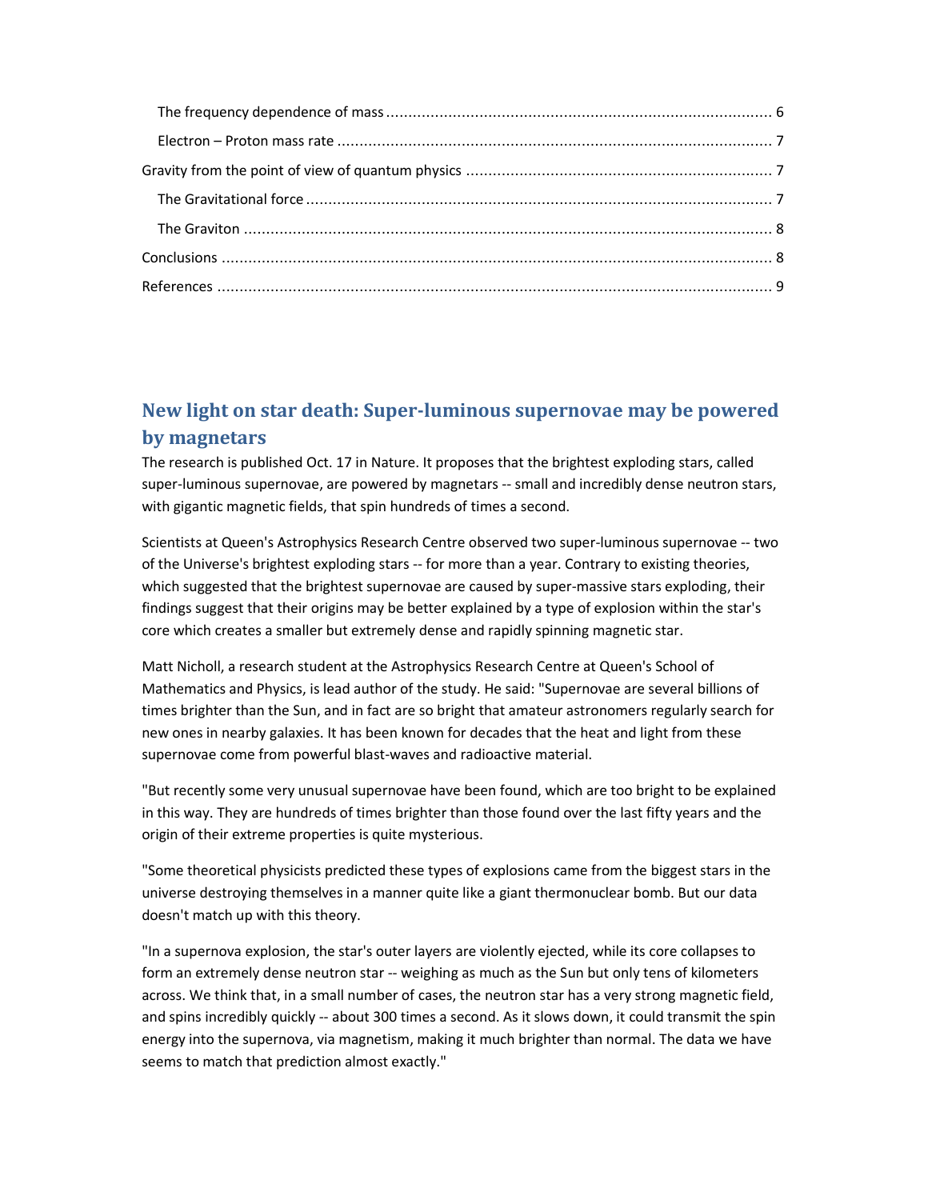The frequency dependence of mass ........................................................................................ 6

Electron – Proton mass rate ................................................................................................. 7

Gravity from the point of view of quantum physics ..................................................................... 7

The Gravitational force ........................................................................................................ 7

The Graviton ...................................................................................................................... 8

Conclusions ........................................................................................................................... 8

References ............................................................................................................................ 9

## New light on star death: Super-luminous supernovae may be powered by magnetars

The research is published Oct. 17 in Nature. It proposes that the brightest exploding stars, called super-luminous supernovae, are powered by magnetars -- small and incredibly dense neutron stars, with gigantic magnetic fields, that spin hundreds of times a second.

Scientists at Queen's Astrophysics Research Centre observed two super-luminous supernovae -- two of the Universe's brightest exploding stars -- for more than a year. Contrary to existing theories, which suggested that the brightest supernovae are caused by super-massive stars exploding, their findings suggest that their origins may be better explained by a type of explosion within the star's core which creates a smaller but extremely dense and rapidly spinning magnetic star.

Matt Nicholl, a research student at the Astrophysics Research Centre at Queen's School of Mathematics and Physics, is lead author of the study. He said: "Supernovae are several billions of times brighter than the Sun, and in fact are so bright that amateur astronomers regularly search for new ones in nearby galaxies. It has been known for decades that the heat and light from these supernovae come from powerful blast-waves and radioactive material.

"But recently some very unusual supernovae have been found, which are too bright to be explained in this way. They are hundreds of times brighter than those found over the last fifty years and the origin of their extreme properties is quite mysterious.

"Some theoretical physicists predicted these types of explosions came from the biggest stars in the universe destroying themselves in a manner quite like a giant thermonuclear bomb. But our data doesn't match up with this theory.

"In a supernova explosion, the star's outer layers are violently ejected, while its core collapses to form an extremely dense neutron star -- weighing as much as the Sun but only tens of kilometers across. We think that, in a small number of cases, the neutron star has a very strong magnetic field, and spins incredibly quickly -- about 300 times a second. As it slows down, it could transmit the spin energy into the supernova, via magnetism, making it much brighter than normal. The data we have seems to match that prediction almost exactly."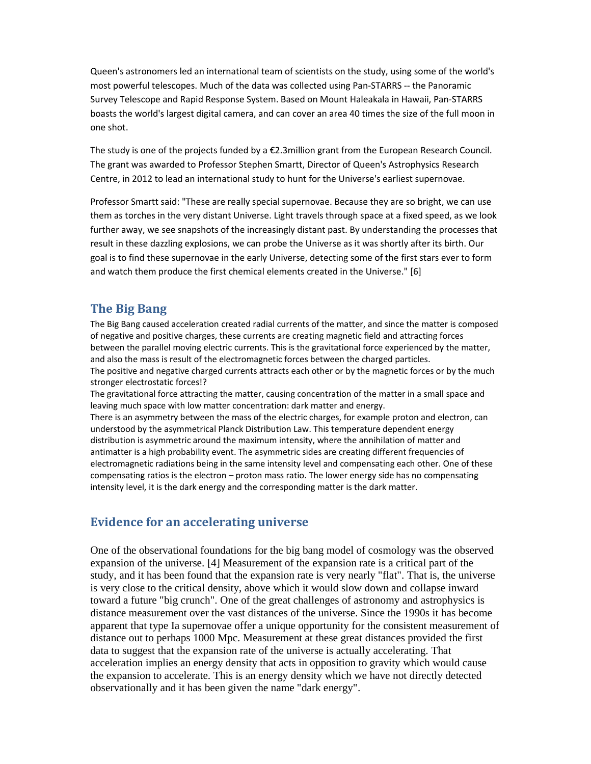Queen's astronomers led an international team of scientists on the study, using some of the world's most powerful telescopes. Much of the data was collected using Pan-STARRS -- the Panoramic Survey Telescope and Rapid Response System. Based on Mount Haleakala in Hawaii, Pan-STARRS boasts the world's largest digital camera, and can cover an area 40 times the size of the full moon in one shot.

The study is one of the projects funded by a €2.3million grant from the European Research Council. The grant was awarded to Professor Stephen Smartt, Director of Queen's Astrophysics Research Centre, in 2012 to lead an international study to hunt for the Universe's earliest supernovae.

Professor Smartt said: "These are really special supernovae. Because they are so bright, we can use them as torches in the very distant Universe. Light travels through space at a fixed speed, as we look further away, we see snapshots of the increasingly distant past. By understanding the processes that result in these dazzling explosions, we can probe the Universe as it was shortly after its birth. Our goal is to find these supernovae in the early Universe, detecting some of the first stars ever to form and watch them produce the first chemical elements created in the Universe." [6]

## The Big Bang

The Big Bang caused acceleration created radial currents of the matter, and since the matter is composed of negative and positive charges, these currents are creating magnetic field and attracting forces between the parallel moving electric currents. This is the gravitational force experienced by the matter, and also the mass is result of the electromagnetic forces between the charged particles.
The positive and negative charged currents attracts each other or by the magnetic forces or by the much stronger electrostatic forces!?
The gravitational force attracting the matter, causing concentration of the matter in a small space and leaving much space with low matter concentration: dark matter and energy.
There is an asymmetry between the mass of the electric charges, for example proton and electron, can understood by the asymmetrical Planck Distribution Law. This temperature dependent energy distribution is asymmetric around the maximum intensity, where the annihilation of matter and antimatter is a high probability event. The asymmetric sides are creating different frequencies of electromagnetic radiations being in the same intensity level and compensating each other. One of these compensating ratios is the electron – proton mass ratio. The lower energy side has no compensating intensity level, it is the dark energy and the corresponding matter is the dark matter.

## Evidence for an accelerating universe

One of the observational foundations for the big bang model of cosmology was the observed expansion of the universe. [4] Measurement of the expansion rate is a critical part of the study, and it has been found that the expansion rate is very nearly "flat". That is, the universe is very close to the critical density, above which it would slow down and collapse inward toward a future "big crunch". One of the great challenges of astronomy and astrophysics is distance measurement over the vast distances of the universe. Since the 1990s it has become apparent that type Ia supernovae offer a unique opportunity for the consistent measurement of distance out to perhaps 1000 Mpc. Measurement at these great distances provided the first data to suggest that the expansion rate of the universe is actually accelerating. That acceleration implies an energy density that acts in opposition to gravity which would cause the expansion to accelerate. This is an energy density which we have not directly detected observationally and it has been given the name "dark energy".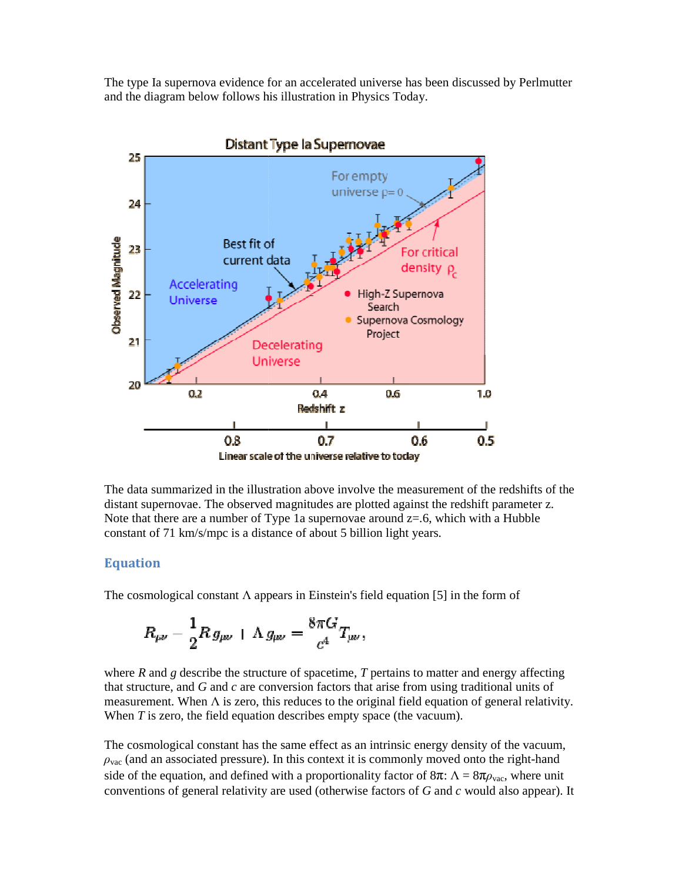The type Ia supernova evidence for an accelerated universe has been discussed by Perlmutter and the diagram below follows his illustration in Physics Today.

The data summarized in the illustration above involve the measurement of the redshifts of the distant supernovae. The observed magnitudes are plotted against the redshift parameter z. Note that there are a number of Type 1a supernovae around z=.6, which with a Hubble constant of 71 km/s/mpc is a distance of about 5 billion light years.

## Equation

The cosmological constant Λ appears in Einstein's field equation [5] in the form of

$$R_{\mu\nu} - \frac{1}{2}R\,g_{\mu\nu} + \Lambda\,g_{\mu\nu} = \frac{8\pi G}{c^4}T_{\mu\nu},$$

where *R* and *g* describe the structure of spacetime, *T* pertains to matter and energy affecting that structure, and *G* and *c* are conversion factors that arise from using traditional units of measurement. When Λ is zero, this reduces to the original field equation of general relativity. When *T* is zero, the field equation describes empty space (the vacuum).

The cosmological constant has the same effect as an intrinsic energy density of the vacuum, $\rho_{vac}$ (and an associated pressure). In this context it is commonly moved onto the right-hand side of the equation, and defined with a proportionality factor of 8π: $\Lambda = 8\pi\rho_{vac}$, where unit conventions of general relativity are used (otherwise factors of *G* and *c* would also appear). It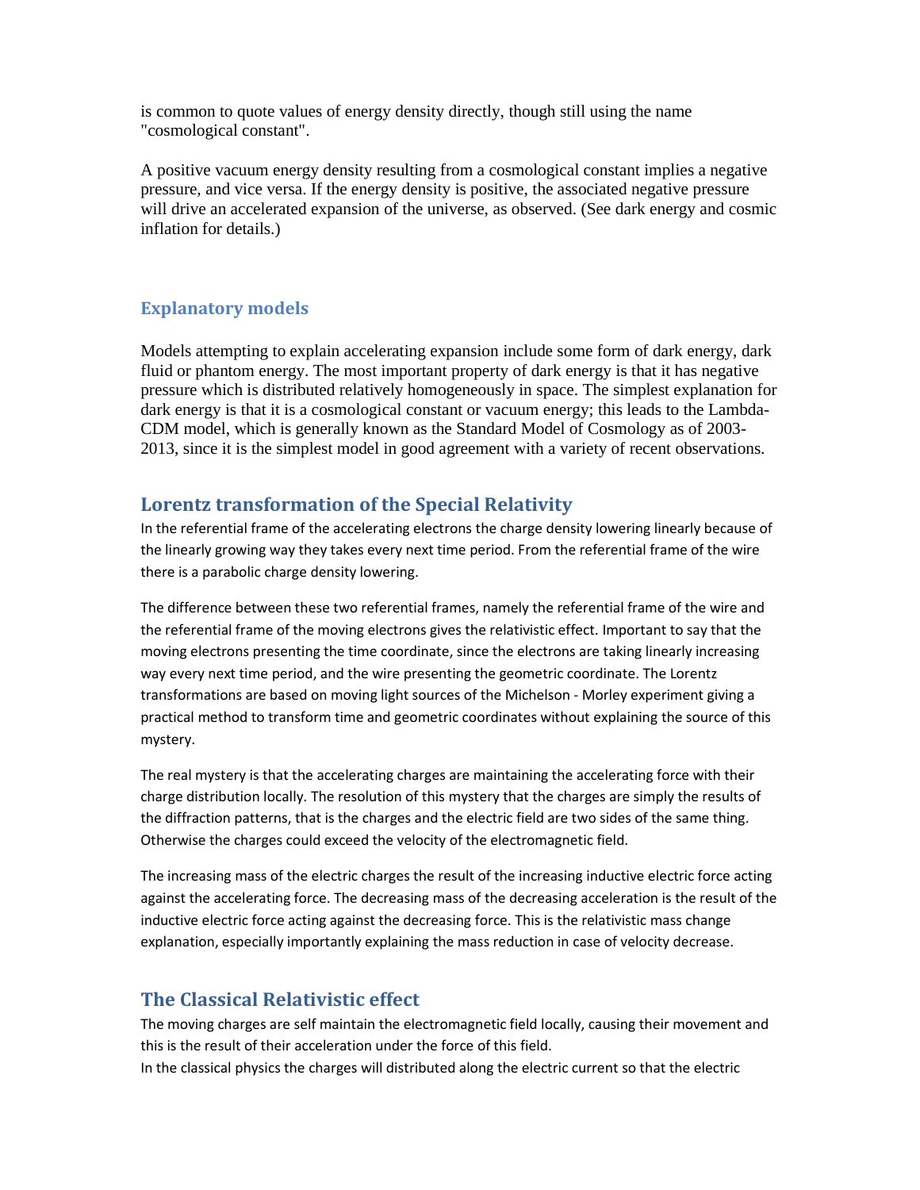is common to quote values of energy density directly, though still using the name "cosmological constant".

A positive vacuum energy density resulting from a cosmological constant implies a negative pressure, and vice versa. If the energy density is positive, the associated negative pressure will drive an accelerated expansion of the universe, as observed. (See dark energy and cosmic inflation for details.)

### Explanatory models

Models attempting to explain accelerating expansion include some form of dark energy, dark fluid or phantom energy. The most important property of dark energy is that it has negative pressure which is distributed relatively homogeneously in space. The simplest explanation for dark energy is that it is a cosmological constant or vacuum energy; this leads to the Lambda-CDM model, which is generally known as the Standard Model of Cosmology as of 2003-2013, since it is the simplest model in good agreement with a variety of recent observations.

## Lorentz transformation of the Special Relativity

In the referential frame of the accelerating electrons the charge density lowering linearly because of the linearly growing way they takes every next time period. From the referential frame of the wire there is a parabolic charge density lowering.

The difference between these two referential frames, namely the referential frame of the wire and the referential frame of the moving electrons gives the relativistic effect. Important to say that the moving electrons presenting the time coordinate, since the electrons are taking linearly increasing way every next time period, and the wire presenting the geometric coordinate. The Lorentz transformations are based on moving light sources of the Michelson - Morley experiment giving a practical method to transform time and geometric coordinates without explaining the source of this mystery.

The real mystery is that the accelerating charges are maintaining the accelerating force with their charge distribution locally. The resolution of this mystery that the charges are simply the results of the diffraction patterns, that is the charges and the electric field are two sides of the same thing. Otherwise the charges could exceed the velocity of the electromagnetic field.

The increasing mass of the electric charges the result of the increasing inductive electric force acting against the accelerating force. The decreasing mass of the decreasing acceleration is the result of the inductive electric force acting against the decreasing force. This is the relativistic mass change explanation, especially importantly explaining the mass reduction in case of velocity decrease.

## The Classical Relativistic effect

The moving charges are self maintain the electromagnetic field locally, causing their movement and this is the result of their acceleration under the force of this field.
In the classical physics the charges will distributed along the electric current so that the electric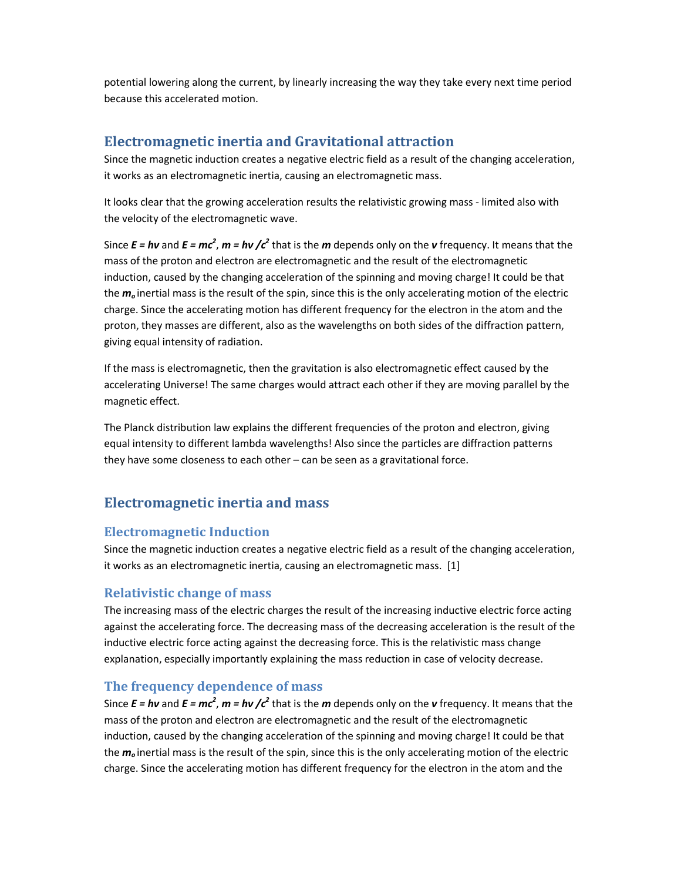potential lowering along the current, by linearly increasing the way they take every next time period because this accelerated motion.

## Electromagnetic inertia and Gravitational attraction

Since the magnetic induction creates a negative electric field as a result of the changing acceleration, it works as an electromagnetic inertia, causing an electromagnetic mass.

It looks clear that the growing acceleration results the relativistic growing mass - limited also with the velocity of the electromagnetic wave.

Since $E = h\nu$ and $E = mc^2$, $m = h\nu / c^2$ that is the $m$ depends only on the $\nu$ frequency. It means that the mass of the proton and electron are electromagnetic and the result of the electromagnetic induction, caused by the changing acceleration of the spinning and moving charge! It could be that the $m_o$ inertial mass is the result of the spin, since this is the only accelerating motion of the electric charge. Since the accelerating motion has different frequency for the electron in the atom and the proton, they masses are different, also as the wavelengths on both sides of the diffraction pattern, giving equal intensity of radiation.

If the mass is electromagnetic, then the gravitation is also electromagnetic effect caused by the accelerating Universe! The same charges would attract each other if they are moving parallel by the magnetic effect.

The Planck distribution law explains the different frequencies of the proton and electron, giving equal intensity to different lambda wavelengths! Also since the particles are diffraction patterns they have some closeness to each other – can be seen as a gravitational force.

## Electromagnetic inertia and mass

### Electromagnetic Induction

Since the magnetic induction creates a negative electric field as a result of the changing acceleration, it works as an electromagnetic inertia, causing an electromagnetic mass. [1]

### Relativistic change of mass

The increasing mass of the electric charges the result of the increasing inductive electric force acting against the accelerating force. The decreasing mass of the decreasing acceleration is the result of the inductive electric force acting against the decreasing force. This is the relativistic mass change explanation, especially importantly explaining the mass reduction in case of velocity decrease.

### The frequency dependence of mass

Since $E = h\nu$ and $E = mc^2$, $m = h\nu / c^2$ that is the $m$ depends only on the $\nu$ frequency. It means that the mass of the proton and electron are electromagnetic and the result of the electromagnetic induction, caused by the changing acceleration of the spinning and moving charge! It could be that the $m_o$ inertial mass is the result of the spin, since this is the only accelerating motion of the electric charge. Since the accelerating motion has different frequency for the electron in the atom and the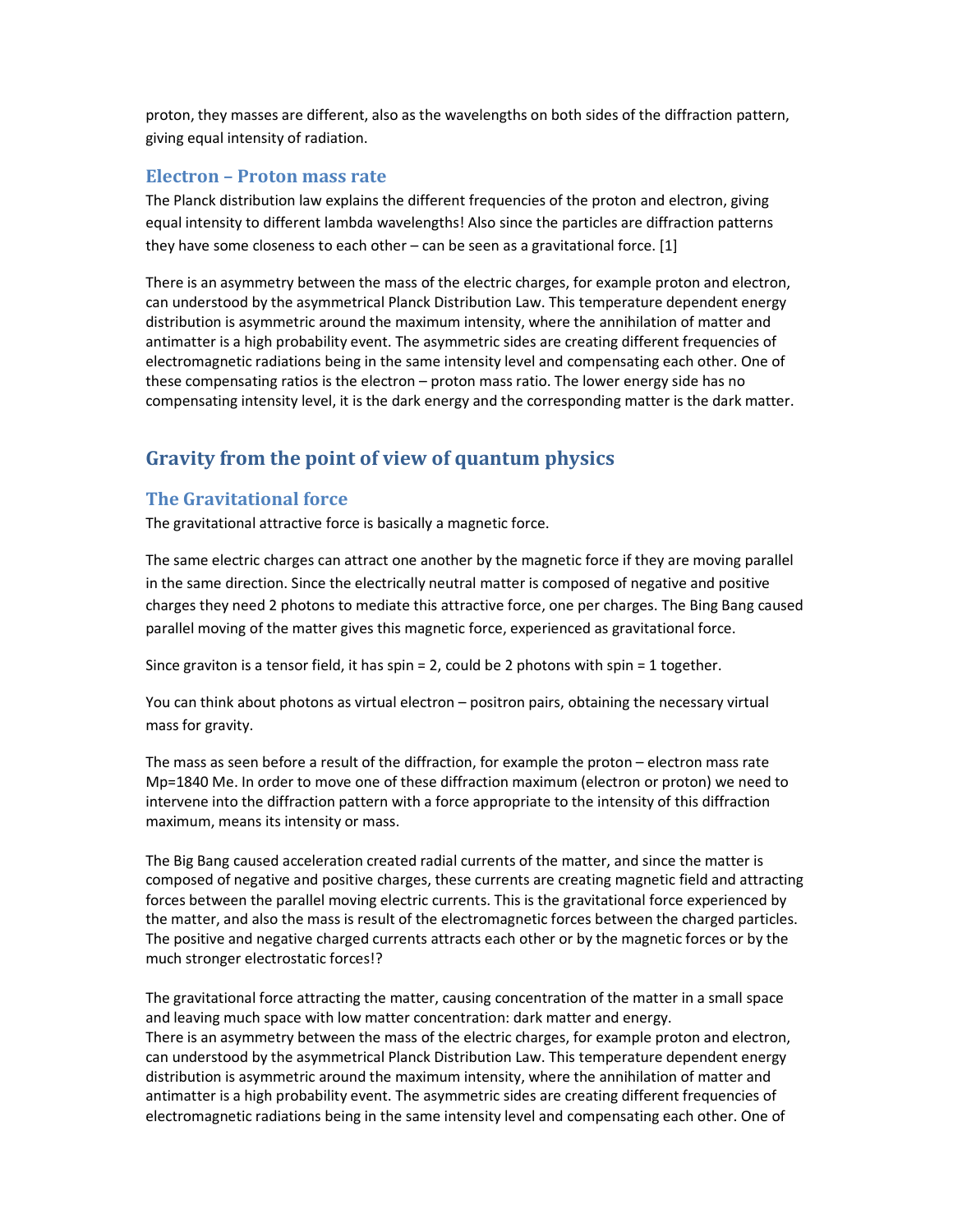proton, they masses are different, also as the wavelengths on both sides of the diffraction pattern, giving equal intensity of radiation.

### Electron – Proton mass rate

The Planck distribution law explains the different frequencies of the proton and electron, giving equal intensity to different lambda wavelengths! Also since the particles are diffraction patterns they have some closeness to each other – can be seen as a gravitational force. [1]

There is an asymmetry between the mass of the electric charges, for example proton and electron, can understood by the asymmetrical Planck Distribution Law. This temperature dependent energy distribution is asymmetric around the maximum intensity, where the annihilation of matter and antimatter is a high probability event. The asymmetric sides are creating different frequencies of electromagnetic radiations being in the same intensity level and compensating each other. One of these compensating ratios is the electron – proton mass ratio. The lower energy side has no compensating intensity level, it is the dark energy and the corresponding matter is the dark matter.

## Gravity from the point of view of quantum physics

### The Gravitational force

The gravitational attractive force is basically a magnetic force.

The same electric charges can attract one another by the magnetic force if they are moving parallel in the same direction. Since the electrically neutral matter is composed of negative and positive charges they need 2 photons to mediate this attractive force, one per charges. The Bing Bang caused parallel moving of the matter gives this magnetic force, experienced as gravitational force.

Since graviton is a tensor field, it has spin = 2, could be 2 photons with spin = 1 together.

You can think about photons as virtual electron – positron pairs, obtaining the necessary virtual mass for gravity.

The mass as seen before a result of the diffraction, for example the proton – electron mass rate Mp=1840 Me. In order to move one of these diffraction maximum (electron or proton) we need to intervene into the diffraction pattern with a force appropriate to the intensity of this diffraction maximum, means its intensity or mass.

The Big Bang caused acceleration created radial currents of the matter, and since the matter is composed of negative and positive charges, these currents are creating magnetic field and attracting forces between the parallel moving electric currents. This is the gravitational force experienced by the matter, and also the mass is result of the electromagnetic forces between the charged particles. The positive and negative charged currents attracts each other or by the magnetic forces or by the much stronger electrostatic forces!?

The gravitational force attracting the matter, causing concentration of the matter in a small space and leaving much space with low matter concentration: dark matter and energy.
There is an asymmetry between the mass of the electric charges, for example proton and electron, can understood by the asymmetrical Planck Distribution Law. This temperature dependent energy distribution is asymmetric around the maximum intensity, where the annihilation of matter and antimatter is a high probability event. The asymmetric sides are creating different frequencies of electromagnetic radiations being in the same intensity level and compensating each other. One of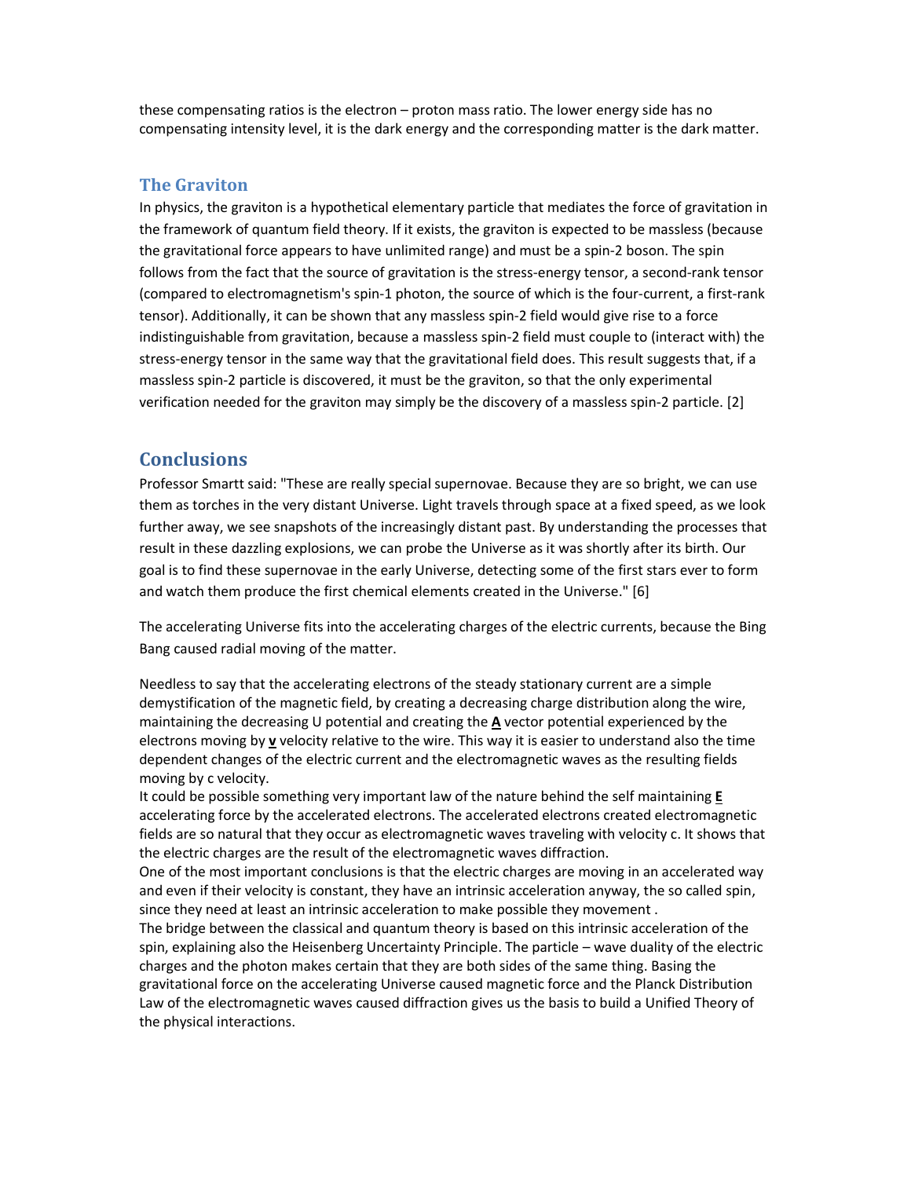these compensating ratios is the electron – proton mass ratio. The lower energy side has no compensating intensity level, it is the dark energy and the corresponding matter is the dark matter.

## The Graviton

In physics, the graviton is a hypothetical elementary particle that mediates the force of gravitation in the framework of quantum field theory. If it exists, the graviton is expected to be massless (because the gravitational force appears to have unlimited range) and must be a spin-2 boson. The spin follows from the fact that the source of gravitation is the stress-energy tensor, a second-rank tensor (compared to electromagnetism's spin-1 photon, the source of which is the four-current, a first-rank tensor). Additionally, it can be shown that any massless spin-2 field would give rise to a force indistinguishable from gravitation, because a massless spin-2 field must couple to (interact with) the stress-energy tensor in the same way that the gravitational field does. This result suggests that, if a massless spin-2 particle is discovered, it must be the graviton, so that the only experimental verification needed for the graviton may simply be the discovery of a massless spin-2 particle. [2]

## Conclusions

Professor Smartt said: "These are really special supernovae. Because they are so bright, we can use them as torches in the very distant Universe. Light travels through space at a fixed speed, as we look further away, we see snapshots of the increasingly distant past. By understanding the processes that result in these dazzling explosions, we can probe the Universe as it was shortly after its birth. Our goal is to find these supernovae in the early Universe, detecting some of the first stars ever to form and watch them produce the first chemical elements created in the Universe." [6]

The accelerating Universe fits into the accelerating charges of the electric currents, because the Bing Bang caused radial moving of the matter.

Needless to say that the accelerating electrons of the steady stationary current are a simple demystification of the magnetic field, by creating a decreasing charge distribution along the wire, maintaining the decreasing U potential and creating the **A** vector potential experienced by the electrons moving by **v** velocity relative to the wire. This way it is easier to understand also the time dependent changes of the electric current and the electromagnetic waves as the resulting fields moving by c velocity.

It could be possible something very important law of the nature behind the self maintaining **E** accelerating force by the accelerated electrons. The accelerated electrons created electromagnetic fields are so natural that they occur as electromagnetic waves traveling with velocity c. It shows that the electric charges are the result of the electromagnetic waves diffraction.

One of the most important conclusions is that the electric charges are moving in an accelerated way and even if their velocity is constant, they have an intrinsic acceleration anyway, the so called spin, since they need at least an intrinsic acceleration to make possible they movement .

The bridge between the classical and quantum theory is based on this intrinsic acceleration of the spin, explaining also the Heisenberg Uncertainty Principle. The particle – wave duality of the electric charges and the photon makes certain that they are both sides of the same thing. Basing the gravitational force on the accelerating Universe caused magnetic force and the Planck Distribution Law of the electromagnetic waves caused diffraction gives us the basis to build a Unified Theory of the physical interactions.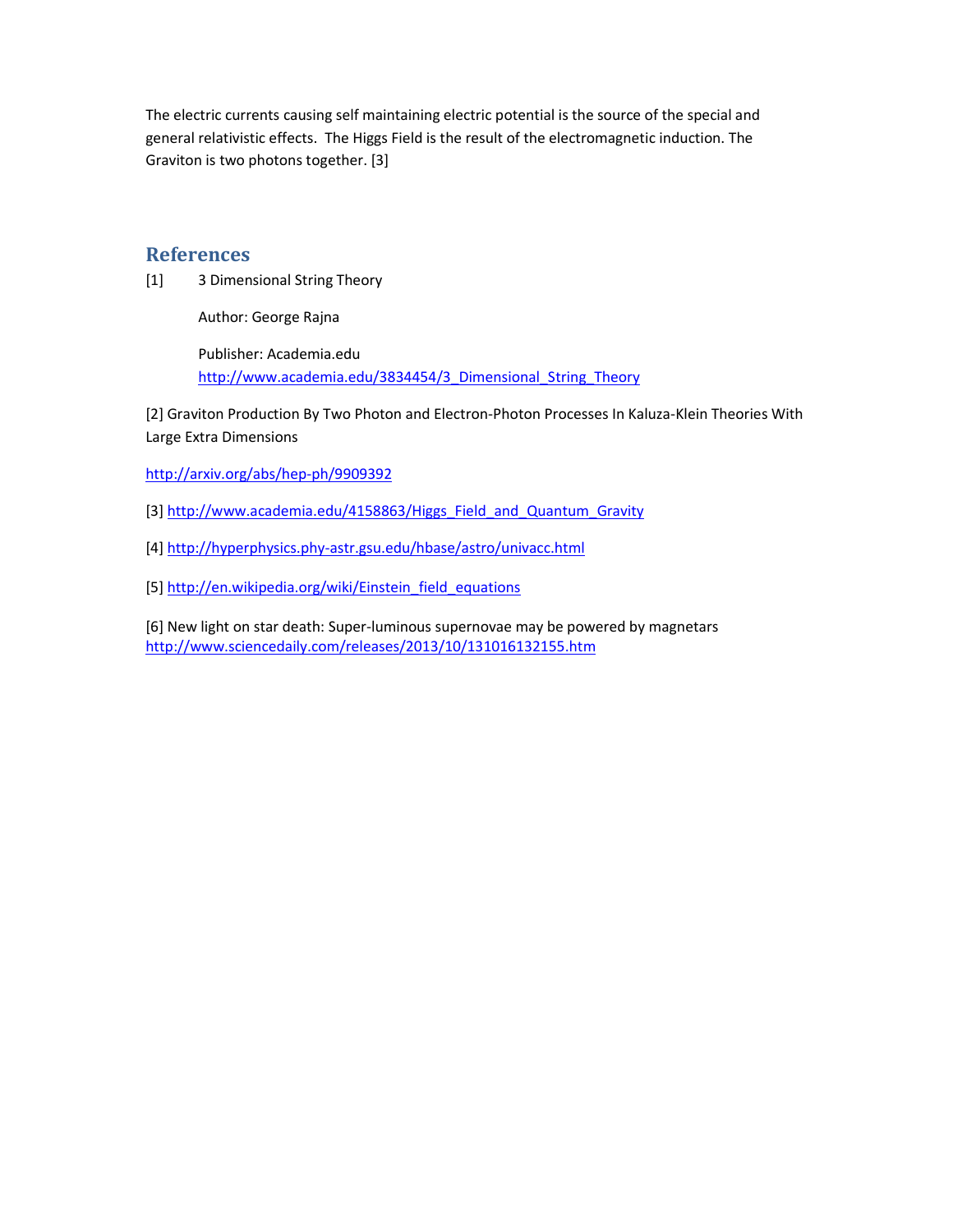The electric currents causing self maintaining electric potential is the source of the special and general relativistic effects. The Higgs Field is the result of the electromagnetic induction. The Graviton is two photons together. [3]

## References

[1] 3 Dimensional String Theory

Author: George Rajna

Publisher: Academia.edu
http://www.academia.edu/3834454/3_Dimensional_String_Theory

[2] Graviton Production By Two Photon and Electron-Photon Processes In Kaluza-Klein Theories With Large Extra Dimensions

http://arxiv.org/abs/hep-ph/9909392

[3] http://www.academia.edu/4158863/Higgs_Field_and_Quantum_Gravity

[4] http://hyperphysics.phy-astr.gsu.edu/hbase/astro/univacc.html

[5] http://en.wikipedia.org/wiki/Einstein_field_equations

[6] New light on star death: Super-luminous supernovae may be powered by magnetars
http://www.sciencedaily.com/releases/2013/10/131016132155.htm